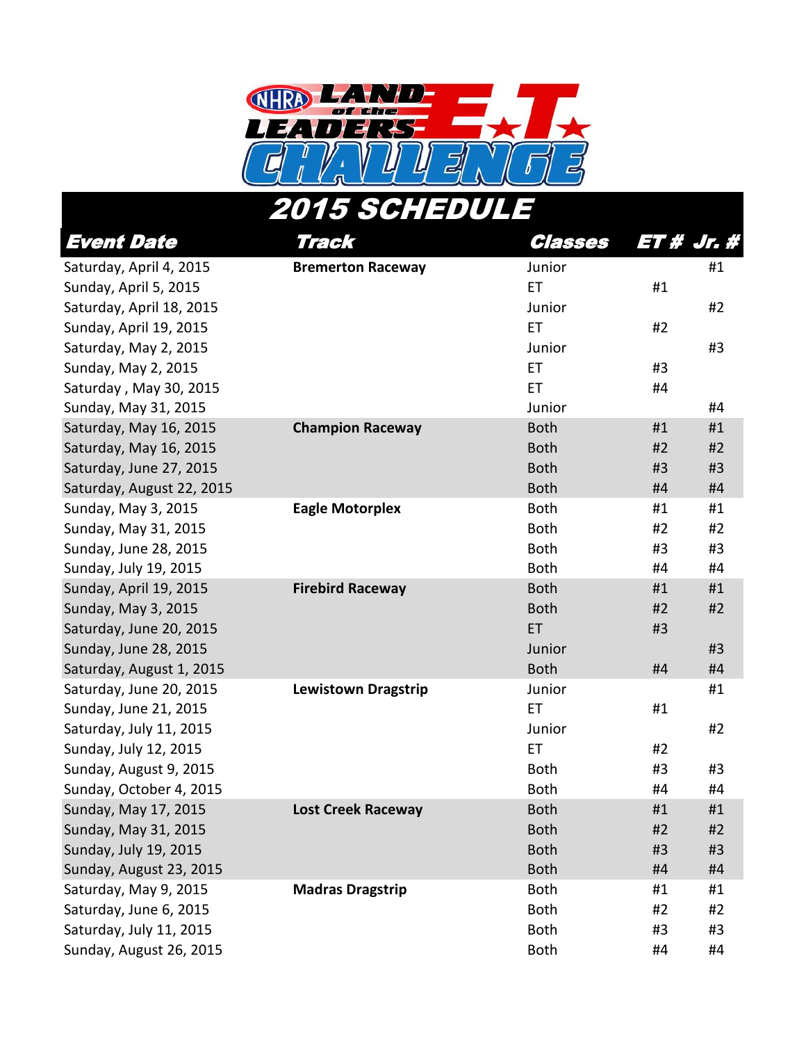# NHRA LAND of the LEADERS E.T. CHALLENGE

## 2015 SCHEDULE

| Event Date | Track | Classes | ET # | Jr. # |
|---|---|---|---|---|
| Saturday, April 4, 2015 | **Bremerton Raceway** | Junior | | #1 |
| Sunday, April 5, 2015 | | ET | #1 | |
| Saturday, April 18, 2015 | | Junior | | #2 |
| Sunday, April 19, 2015 | | ET | #2 | |
| Saturday, May 2, 2015 | | Junior | | #3 |
| Sunday, May 2, 2015 | | ET | #3 | |
| Saturday , May 30, 2015 | | ET | #4 | |
| Sunday, May 31, 2015 | | Junior | | #4 |
| Saturday, May 16, 2015 | **Champion Raceway** | Both | #1 | #1 |
| Saturday, May 16, 2015 | | Both | #2 | #2 |
| Saturday, June 27, 2015 | | Both | #3 | #3 |
| Saturday, August 22, 2015 | | Both | #4 | #4 |
| Sunday, May 3, 2015 | **Eagle Motorplex** | Both | #1 | #1 |
| Sunday, May 31, 2015 | | Both | #2 | #2 |
| Sunday, June 28, 2015 | | Both | #3 | #3 |
| Sunday, July 19, 2015 | | Both | #4 | #4 |
| Sunday, April 19, 2015 | **Firebird Raceway** | Both | #1 | #1 |
| Sunday, May 3, 2015 | | Both | #2 | #2 |
| Saturday, June 20, 2015 | | ET | #3 | |
| Sunday, June 28, 2015 | | Junior | | #3 |
| Saturday, August 1, 2015 | | Both | #4 | #4 |
| Saturday, June 20, 2015 | **Lewistown Dragstrip** | Junior | | #1 |
| Sunday, June 21, 2015 | | ET | #1 | |
| Saturday, July 11, 2015 | | Junior | | #2 |
| Sunday, July 12, 2015 | | ET | #2 | |
| Sunday, August 9, 2015 | | Both | #3 | #3 |
| Sunday, October 4, 2015 | | Both | #4 | #4 |
| Sunday, May 17, 2015 | **Lost Creek Raceway** | Both | #1 | #1 |
| Sunday, May 31, 2015 | | Both | #2 | #2 |
| Sunday, July 19, 2015 | | Both | #3 | #3 |
| Sunday, August 23, 2015 | | Both | #4 | #4 |
| Saturday, May 9, 2015 | **Madras Dragstrip** | Both | #1 | #1 |
| Saturday, June 6, 2015 | | Both | #2 | #2 |
| Saturday, July 11, 2015 | | Both | #3 | #3 |
| Sunday, August 26, 2015 | | Both | #4 | #4 |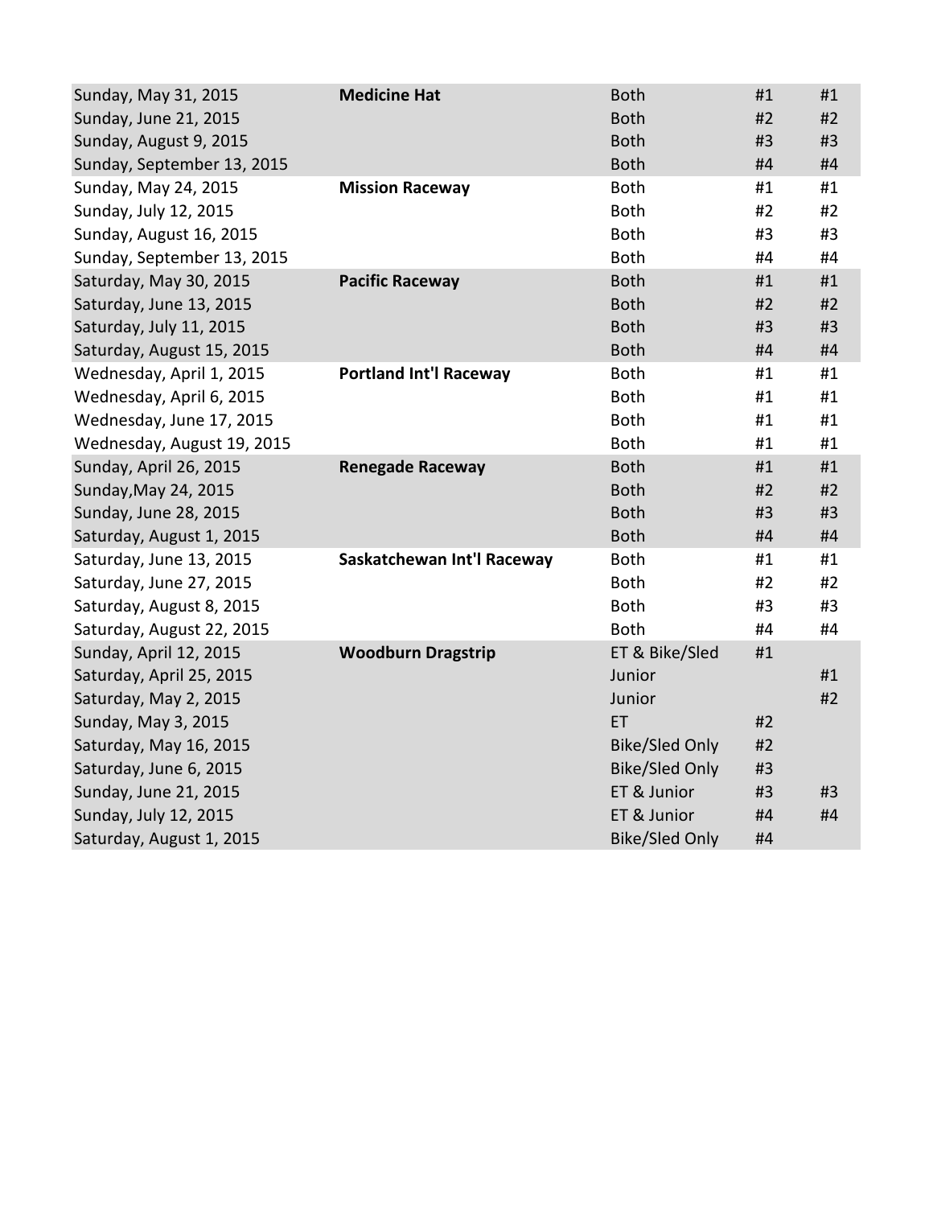| | | | | |
|---|---|---|---|---|
| Sunday, May 31, 2015 | **Medicine Hat** | Both | #1 | #1 |
| Sunday, June 21, 2015 | | Both | #2 | #2 |
| Sunday, August 9, 2015 | | Both | #3 | #3 |
| Sunday, September 13, 2015 | | Both | #4 | #4 |
| Sunday, May 24, 2015 | **Mission Raceway** | Both | #1 | #1 |
| Sunday, July 12, 2015 | | Both | #2 | #2 |
| Sunday, August 16, 2015 | | Both | #3 | #3 |
| Sunday, September 13, 2015 | | Both | #4 | #4 |
| Saturday, May 30, 2015 | **Pacific Raceway** | Both | #1 | #1 |
| Saturday, June 13, 2015 | | Both | #2 | #2 |
| Saturday, July 11, 2015 | | Both | #3 | #3 |
| Saturday, August 15, 2015 | | Both | #4 | #4 |
| Wednesday, April 1, 2015 | **Portland Int'l Raceway** | Both | #1 | #1 |
| Wednesday, April 6, 2015 | | Both | #1 | #1 |
| Wednesday, June 17, 2015 | | Both | #1 | #1 |
| Wednesday, August 19, 2015 | | Both | #1 | #1 |
| Sunday, April 26, 2015 | **Renegade Raceway** | Both | #1 | #1 |
| Sunday,May 24, 2015 | | Both | #2 | #2 |
| Sunday, June 28, 2015 | | Both | #3 | #3 |
| Saturday, August 1, 2015 | | Both | #4 | #4 |
| Saturday, June 13, 2015 | **Saskatchewan Int'l Raceway** | Both | #1 | #1 |
| Saturday, June 27, 2015 | | Both | #2 | #2 |
| Saturday, August 8, 2015 | | Both | #3 | #3 |
| Saturday, August 22, 2015 | | Both | #4 | #4 |
| Sunday, April 12, 2015 | **Woodburn Dragstrip** | ET & Bike/Sled | #1 | |
| Saturday, April 25, 2015 | | Junior | | #1 |
| Saturday, May 2, 2015 | | Junior | | #2 |
| Sunday, May 3, 2015 | | ET | #2 | |
| Saturday, May 16, 2015 | | Bike/Sled Only | #2 | |
| Saturday, June 6, 2015 | | Bike/Sled Only | #3 | |
| Sunday, June 21, 2015 | | ET & Junior | #3 | #3 |
| Sunday, July 12, 2015 | | ET & Junior | #4 | #4 |
| Saturday, August 1, 2015 | | Bike/Sled Only | #4 | |